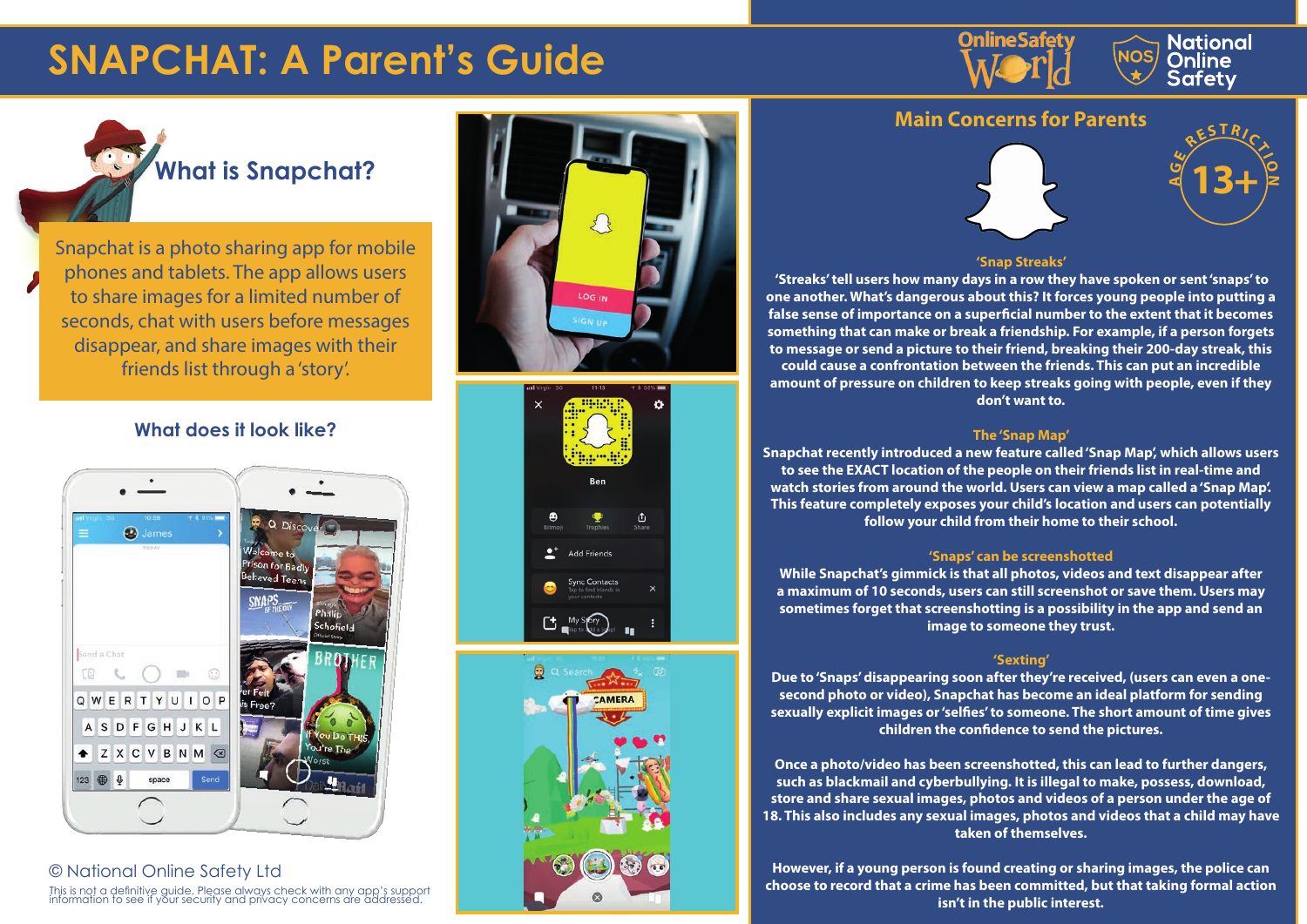# SNAPCHAT: A Parent's Guide

## What is Snapchat?

Snapchat is a photo sharing app for mobile phones and tablets. The app allows users to share images for a limited number of seconds, chat with users before messages disappear, and share images with their friends list through a 'story'.

### What does it look like?

© National Online Safety Ltd

This is not a definitive guide. Please always check with any app's support information to see if your security and privacy concerns are addressed.

## Main Concerns for Parents

AGE RESTRICTION 13+

### 'Snap Streaks'

**'Streaks' tell users how many days in a row they have spoken or sent 'snaps' to one another. What's dangerous about this? It forces young people into putting a false sense of importance on a superficial number to the extent that it becomes something that can make or break a friendship. For example, if a person forgets to message or send a picture to their friend, breaking their 200-day streak, this could cause a confrontation between the friends. This can put an incredible amount of pressure on children to keep streaks going with people, even if they don't want to.**

### The 'Snap Map'

**Snapchat recently introduced a new feature called 'Snap Map', which allows users to see the EXACT location of the people on their friends list in real-time and watch stories from around the world. Users can view a map called a 'Snap Map'. This feature completely exposes your child's location and users can potentially follow your child from their home to their school.**

### 'Snaps' can be screenshotted

**While Snapchat's gimmick is that all photos, videos and text disappear after a maximum of 10 seconds, users can still screenshot or save them. Users may sometimes forget that screenshotting is a possibility in the app and send an image to someone they trust.**

### 'Sexting'

**Due to 'Snaps' disappearing soon after they're received, (users can even a one-second photo or video), Snapchat has become an ideal platform for sending sexually explicit images or 'selfies' to someone. The short amount of time gives children the confidence to send the pictures.**

**Once a photo/video has been screenshotted, this can lead to further dangers, such as blackmail and cyberbullying. It is illegal to make, possess, download, store and share sexual images, photos and videos of a person under the age of 18. This also includes any sexual images, photos and videos that a child may have taken of themselves.**

**However, if a young person is found creating or sharing images, the police can choose to record that a crime has been committed, but that taking formal action isn't in the public interest.**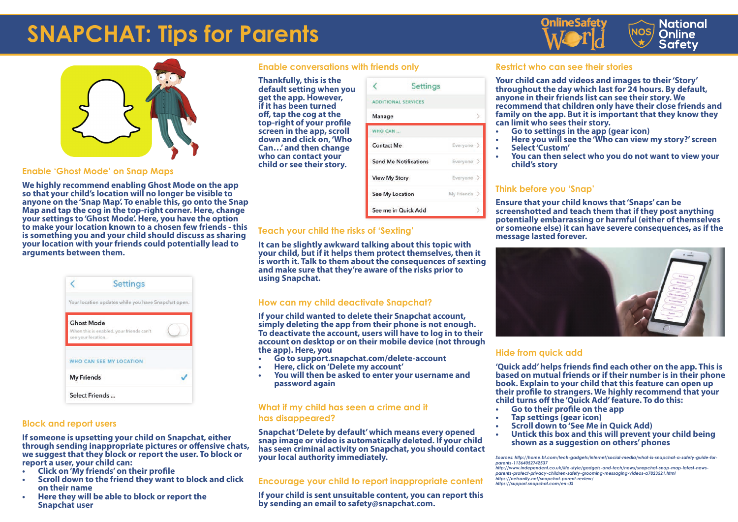# SNAPCHAT: Tips for Parents

## Enable 'Ghost Mode' on Snap Maps

**We highly recommend enabling Ghost Mode on the app so that your child's location will no longer be visible to anyone on the 'Snap Map'. To enable this, go onto the Snap Map and tap the cog in the top-right corner. Here, change your settings to 'Ghost Mode'. Here, you have the option to make your location known to a chosen few friends - this is something you and your child should discuss as sharing your location with your friends could potentially lead to arguments between them.**

Settings

Your location updates while you have Snapchat open.

Ghost Mode

When this is enabled, your friends can't see your location.

WHO CAN SEE MY LOCATION

My Friends

Select Friends ...

## Block and report users

**If someone is upsetting your child on Snapchat, either through sending inappropriate pictures or offensive chats, we suggest that they block or report the user. To block or report a user, your child can:**

- **Click on 'My friends' on their profile**
- **Scroll down to the friend they want to block and click on their name**
- **Here they will be able to block or report the Snapchat user**

## Enable conversations with friends only

**Thankfully, this is the default setting when you get the app. However, if it has been turned off, tap the cog at the top-right of your profile screen in the app, scroll down and click on, 'Who Can…' and then change who can contact your child or see their story.**

Settings

ADDITIONAL SERVICES

Manage

WHO CAN ...

Contact Me — Everyone

Send Me Notifications — Everyone

View My Story — Everyone

See My Location — My Friends

See me in Quick Add

## Teach your child the risks of 'Sexting'

**It can be slightly awkward talking about this topic with your child, but if it helps them protect themselves, then it is worth it. Talk to them about the consequences of sexting and make sure that they're aware of the risks prior to using Snapchat.**

## How can my child deactivate Snapchat?

**If your child wanted to delete their Snapchat account, simply deleting the app from their phone is not enough. To deactivate the account, users will have to log in to their account on desktop or on their mobile device (not through the app). Here, you**

- **Go to support.snapchat.com/delete-account**
- **Here, click on 'Delete my account'**
- **You will then be asked to enter your username and password again**

## What if my child has seen a crime and it has disappeared?

**Snapchat 'Delete by default' which means every opened snap image or video is automatically deleted. If your child has seen criminal activity on Snapchat, you should contact your local authority immediately.**

## Encourage your child to report inappropriate content

**If your child is sent unsuitable content, you can report this by sending an email to safety@snapchat.com.**

## Restrict who can see their stories

**Your child can add videos and images to their 'Story' throughout the day which last for 24 hours. By default, anyone in their friends list can see their story. We recommend that children only have their close friends and family on the app. But it is important that they know they can limit who sees their story.**

- **Go to settings in the app (gear icon)**
- **Here you will see the 'Who can view my story?' screen**
- **Select 'Custom'**
- **You can then select who you do not want to view your child's story**

## Think before you 'Snap'

**Ensure that your child knows that 'Snaps' can be screenshotted and teach them that if they post anything potentially embarrassing or harmful (either of themselves or someone else) it can have severe consequences, as if the message lasted forever.**

## Hide from quick add

**'Quick add' helps friends find each other on the app. This is based on mutual friends or if their number is in their phone book. Explain to your child that this feature can open up their profile to strangers. We highly recommend that your child turns off the 'Quick Add' feature. To do this:**

- **Go to their profile on the app**
- **Tap settings (gear icon)**
- **Scroll down to 'See Me in Quick Add)**
- **Untick this box and this will prevent your child being shown as a suggestion on others' phones**

*Sources: http://home.bt.com/tech-gadgets/internet/social-media/what-is-snapchat-a-safety-guide-for-parents-11364052742537*
*http://www.independent.co.uk/life-style/gadgets-and-tech/news/snapchat-snap-map-latest-news-parents-protect-privacy-children-safety-grooming-messaging-videos-a7823521.html*
*https://netsanity.net/snapchat-parent-review/*
*https://support.snapchat.com/en-US*